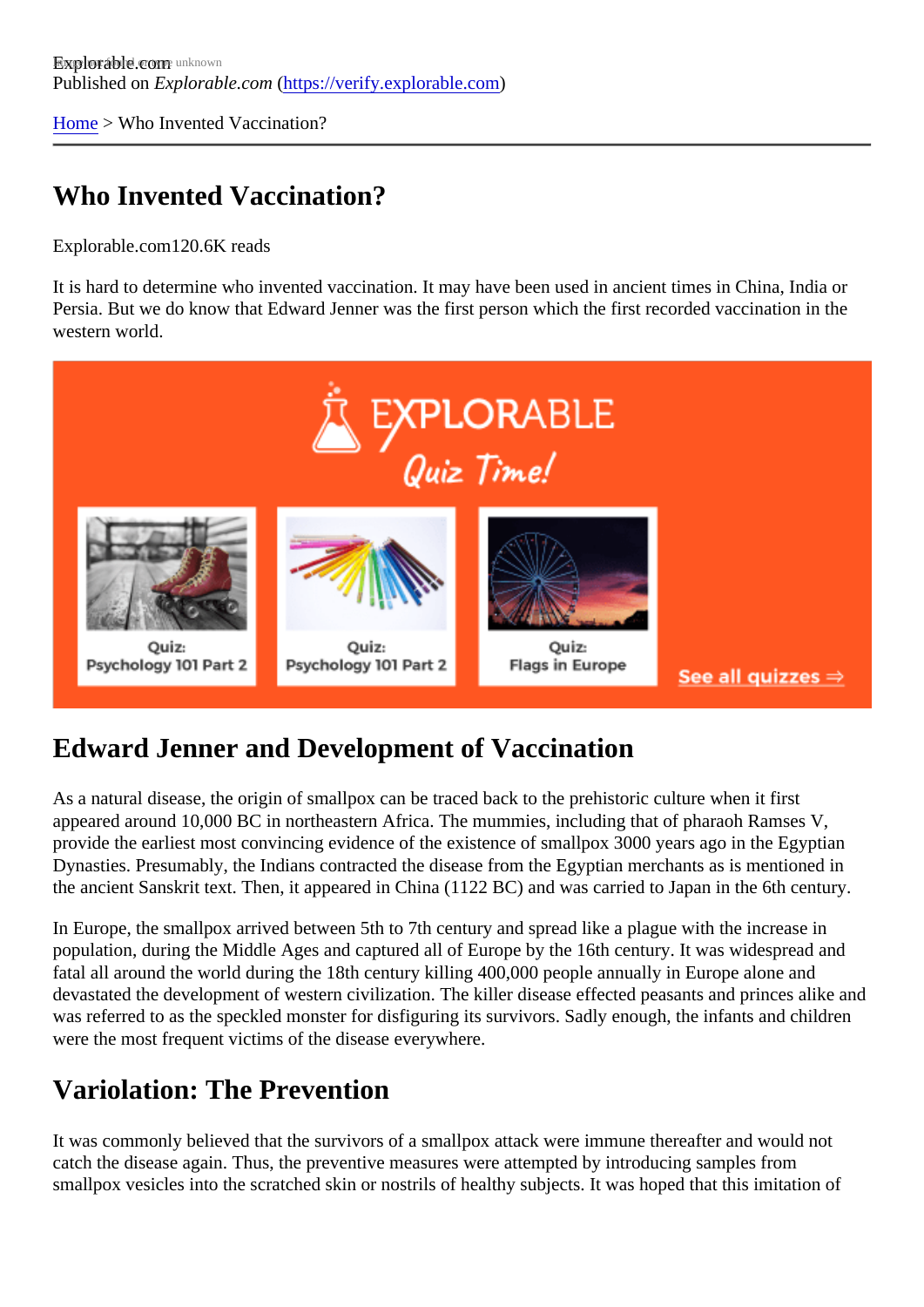Explorable.com
Published on *Explorable.com* (https://verify.explorable.com)

Home > Who Invented Vaccination?

# Who Invented Vaccination?

Explorable.com120.6K reads

It is hard to determine who invented vaccination. It may have been used in ancient times in China, India or Persia. But we do know that Edward Jenner was the first person which the first recorded vaccination in the western world.

## Edward Jenner and Development of Vaccination

As a natural disease, the origin of smallpox can be traced back to the prehistoric culture when it first appeared around 10,000 BC in northeastern Africa. The mummies, including that of pharaoh Ramses V, provide the earliest most convincing evidence of the existence of smallpox 3000 years ago in the Egyptian Dynasties. Presumably, the Indians contracted the disease from the Egyptian merchants as is mentioned in the ancient Sanskrit text. Then, it appeared in China (1122 BC) and was carried to Japan in the 6th century.

In Europe, the smallpox arrived between 5th to 7th century and spread like a plague with the increase in population, during the Middle Ages and captured all of Europe by the 16th century. It was widespread and fatal all around the world during the 18th century killing 400,000 people annually in Europe alone and devastated the development of western civilization. The killer disease effected peasants and princes alike and was referred to as the speckled monster for disfiguring its survivors. Sadly enough, the infants and children were the most frequent victims of the disease everywhere.

## Variolation: The Prevention

It was commonly believed that the survivors of a smallpox attack were immune thereafter and would not catch the disease again. Thus, the preventive measures were attempted by introducing samples from smallpox vesicles into the scratched skin or nostrils of healthy subjects. It was hoped that this imitation of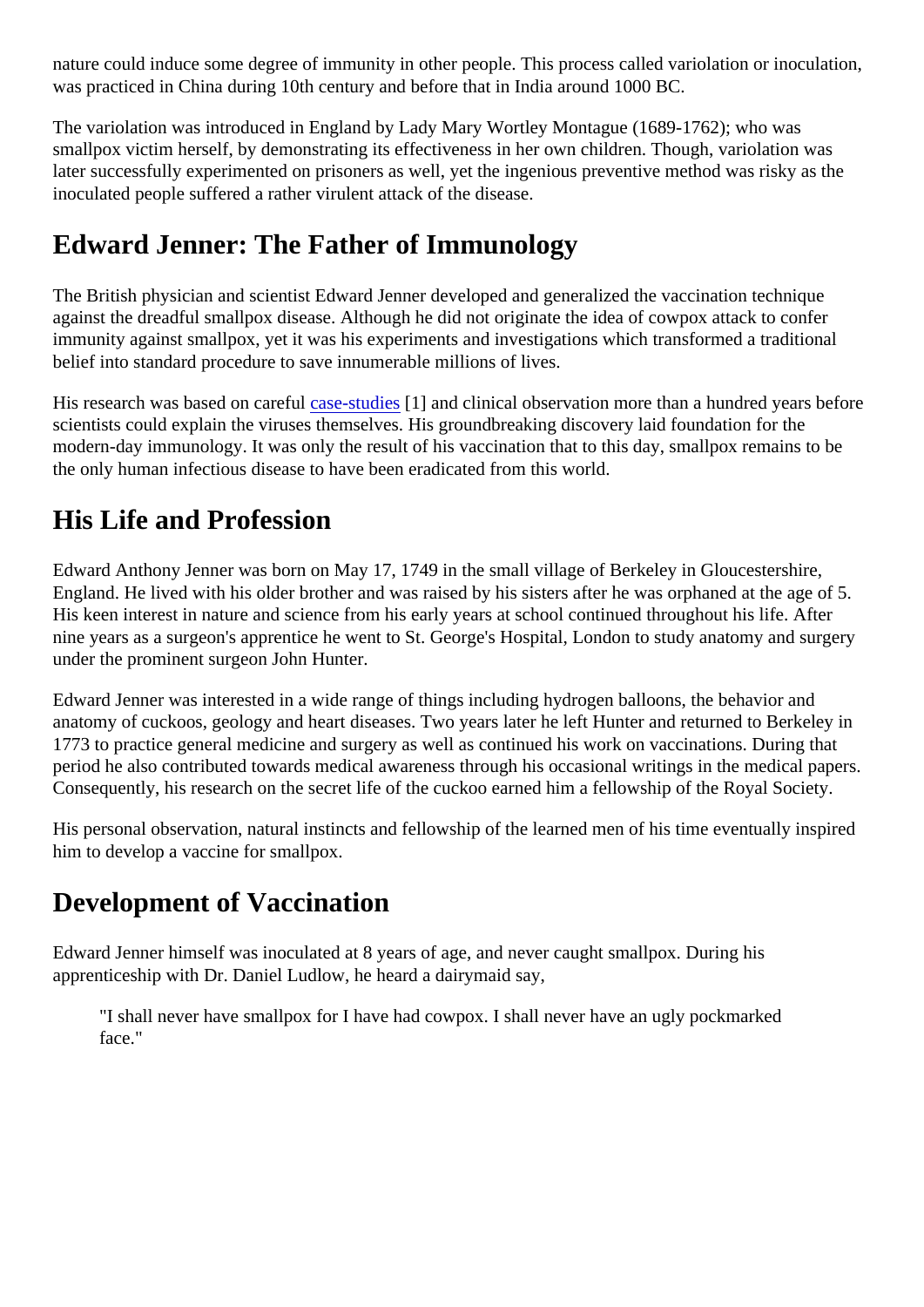nature could induce some degree of immunity in other people. This process called variolation or inoculation, was practiced in China during 10th century and before that in India around 1000 BC.

The variolation was introduced in England by Lady Mary Wortley Montague (1689-1762); who was smallpox victim herself, by demonstrating its effectiveness in her own children. Though, variolation was later successfully experimented on prisoners as well, yet the ingenious preventive method was risky as the inoculated people suffered a rather virulent attack of the disease.

## Edward Jenner: The Father of Immunology

The British physician and scientist Edward Jenner developed and generalized the vaccination technique against the dreadful smallpox disease. Although he did not originate the idea of cowpox attack to confer immunity against smallpox, yet it was his experiments and investigations which transformed a traditional belief into standard procedure to save innumerable millions of lives.

His research was based on careful case-studies [1] and clinical observation more than a hundred years before scientists could explain the viruses themselves. His groundbreaking discovery laid foundation for the modern-day immunology. It was only the result of his vaccination that to this day, smallpox remains to be the only human infectious disease to have been eradicated from this world.

## His Life and Profession

Edward Anthony Jenner was born on May 17, 1749 in the small village of Berkeley in Gloucestershire, England. He lived with his older brother and was raised by his sisters after he was orphaned at the age of 5. His keen interest in nature and science from his early years at school continued throughout his life. After nine years as a surgeon's apprentice he went to St. George's Hospital, London to study anatomy and surgery under the prominent surgeon John Hunter.

Edward Jenner was interested in a wide range of things including hydrogen balloons, the behavior and anatomy of cuckoos, geology and heart diseases. Two years later he left Hunter and returned to Berkeley in 1773 to practice general medicine and surgery as well as continued his work on vaccinations. During that period he also contributed towards medical awareness through his occasional writings in the medical papers. Consequently, his research on the secret life of the cuckoo earned him a fellowship of the Royal Society.

His personal observation, natural instincts and fellowship of the learned men of his time eventually inspired him to develop a vaccine for smallpox.

## Development of Vaccination

Edward Jenner himself was inoculated at 8 years of age, and never caught smallpox. During his apprenticeship with Dr. Daniel Ludlow, he heard a dairymaid say,

> "I shall never have smallpox for I have had cowpox. I shall never have an ugly pockmarked face."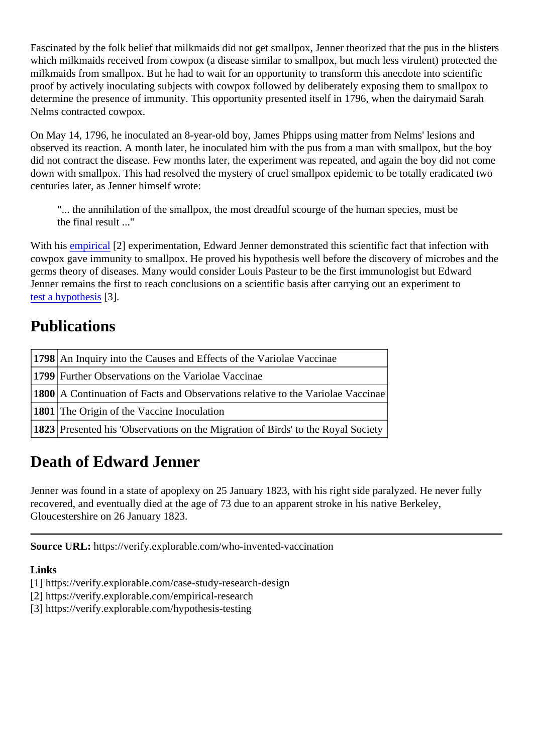Fascinated by the folk belief that milkmaids did not get smallpox, Jenner theorized that the pus in the blisters which milkmaids received from cowpox (a disease similar to smallpox, but much less virulent) protected the milkmaids from smallpox. But he had to wait for an opportunity to transform this anecdote into scientific proof by actively inoculating subjects with cowpox followed by deliberately exposing them to smallpox to determine the presence of immunity. This opportunity presented itself in 1796, when the dairymaid Sarah Nelms contracted cowpox.

On May 14, 1796, he inoculated an 8-year-old boy, James Phipps using matter from Nelms' lesions and observed its reaction. A month later, he inoculated him with the pus from a man with smallpox, but the boy did not contract the disease. Few months later, the experiment was repeated, and again the boy did not come down with smallpox. This had resolved the mystery of cruel smallpox epidemic to be totally eradicated two centuries later, as Jenner himself wrote:

> "... the annihilation of the smallpox, the most dreadful scourge of the human species, must be the final result ..."

With his empirical [2] experimentation, Edward Jenner demonstrated this scientific fact that infection with cowpox gave immunity to smallpox. He proved his hypothesis well before the discovery of microbes and the germs theory of diseases. Many would consider Louis Pasteur to be the first immunologist but Edward Jenner remains the first to reach conclusions on a scientific basis after carrying out an experiment to test a hypothesis [3].

## Publications

| | |
|---|---|
| **1798** | An Inquiry into the Causes and Effects of the Variolae Vaccinae |
| **1799** | Further Observations on the Variolae Vaccinae |
| **1800** | A Continuation of Facts and Observations relative to the Variolae Vaccinae |
| **1801** | The Origin of the Vaccine Inoculation |
| **1823** | Presented his 'Observations on the Migration of Birds' to the Royal Society |

## Death of Edward Jenner

Jenner was found in a state of apoplexy on 25 January 1823, with his right side paralyzed. He never fully recovered, and eventually died at the age of 73 due to an apparent stroke in his native Berkeley, Gloucestershire on 26 January 1823.

---

**Source URL:** https://verify.explorable.com/who-invented-vaccination

**Links**
[1] https://verify.explorable.com/case-study-research-design
[2] https://verify.explorable.com/empirical-research
[3] https://verify.explorable.com/hypothesis-testing